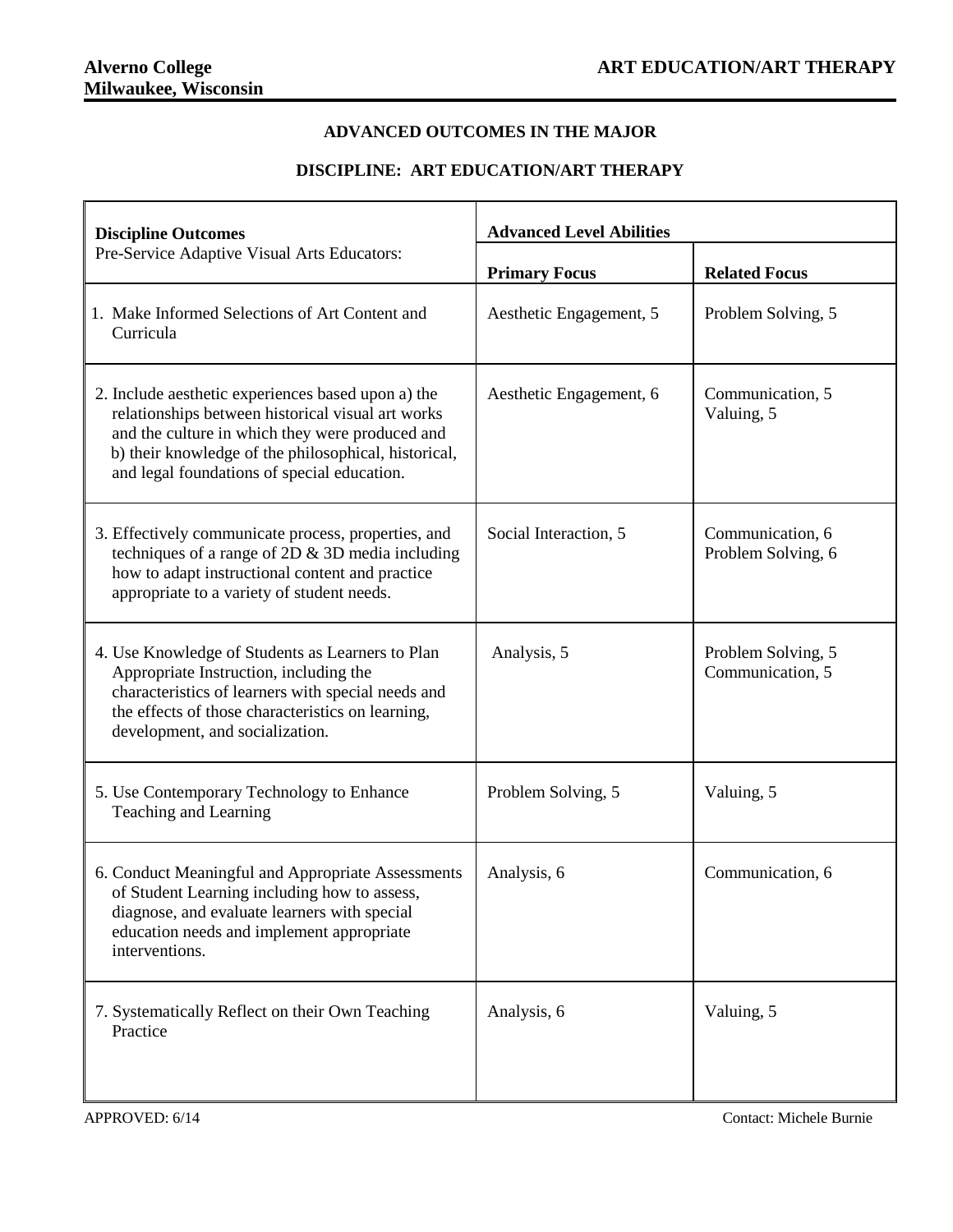**Alverno College**
**Milwaukee, Wisconsin**

**ART EDUCATION/ART THERAPY**

## ADVANCED OUTCOMES IN THE MAJOR

## DISCIPLINE: ART EDUCATION/ART THERAPY

| **Discipline Outcomes**<br>Pre-Service Adaptive Visual Arts Educators: | **Advanced Level Abilities** | |
|---|---|---|
| | **Primary Focus** | **Related Focus** |
| 1. Make Informed Selections of Art Content and Curricula | Aesthetic Engagement, 5 | Problem Solving, 5 |
| 2. Include aesthetic experiences based upon a) the relationships between historical visual art works and the culture in which they were produced and b) their knowledge of the philosophical, historical, and legal foundations of special education. | Aesthetic Engagement, 6 | Communication, 5<br>Valuing, 5 |
| 3. Effectively communicate process, properties, and techniques of a range of 2D & 3D media including how to adapt instructional content and practice appropriate to a variety of student needs. | Social Interaction, 5 | Communication, 6<br>Problem Solving, 6 |
| 4. Use Knowledge of Students as Learners to Plan Appropriate Instruction, including the characteristics of learners with special needs and the effects of those characteristics on learning, development, and socialization. | Analysis, 5 | Problem Solving, 5<br>Communication, 5 |
| 5. Use Contemporary Technology to Enhance Teaching and Learning | Problem Solving, 5 | Valuing, 5 |
| 6. Conduct Meaningful and Appropriate Assessments of Student Learning including how to assess, diagnose, and evaluate learners with special education needs and implement appropriate interventions. | Analysis, 6 | Communication, 6 |
| 7. Systematically Reflect on their Own Teaching Practice | Analysis, 6 | Valuing, 5 |

APPROVED: 6/14

Contact: Michele Burnie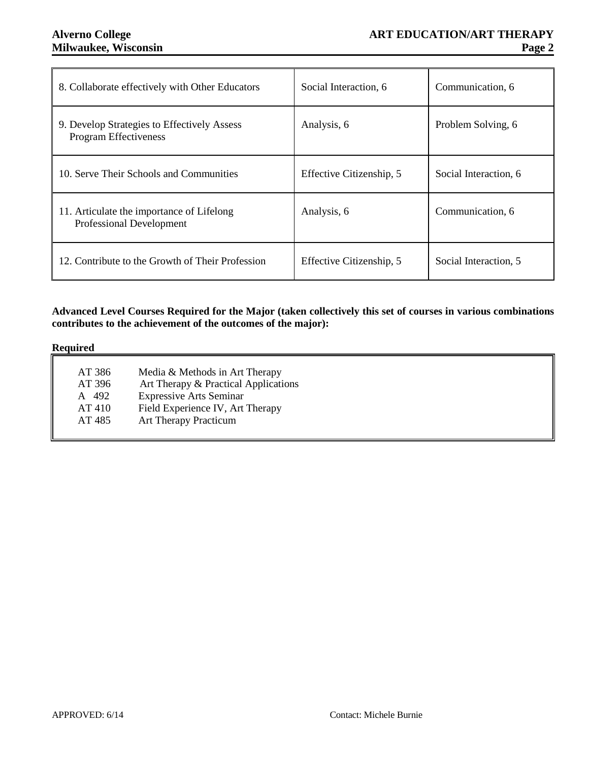| | | |
|---|---|---|
| 8. Collaborate effectively with Other Educators | Social Interaction, 6 | Communication, 6 |
| 9. Develop Strategies to Effectively Assess Program Effectiveness | Analysis, 6 | Problem Solving, 6 |
| 10. Serve Their Schools and Communities | Effective Citizenship, 5 | Social Interaction, 6 |
| 11. Articulate the importance of Lifelong Professional Development | Analysis, 6 | Communication, 6 |
| 12. Contribute to the Growth of Their Profession | Effective Citizenship, 5 | Social Interaction, 5 |

**Advanced Level Courses Required for the Major (taken collectively this set of courses in various combinations contributes to the achievement of the outcomes of the major):**

**Required**

| | |
|---|---|
| AT 386 | Media & Methods in Art Therapy |
| AT 396 | Art Therapy & Practical Applications |
| A 492 | Expressive Arts Seminar |
| AT 410 | Field Experience IV, Art Therapy |
| AT 485 | Art Therapy Practicum |

APPROVED: 6/14

Contact: Michele Burnie